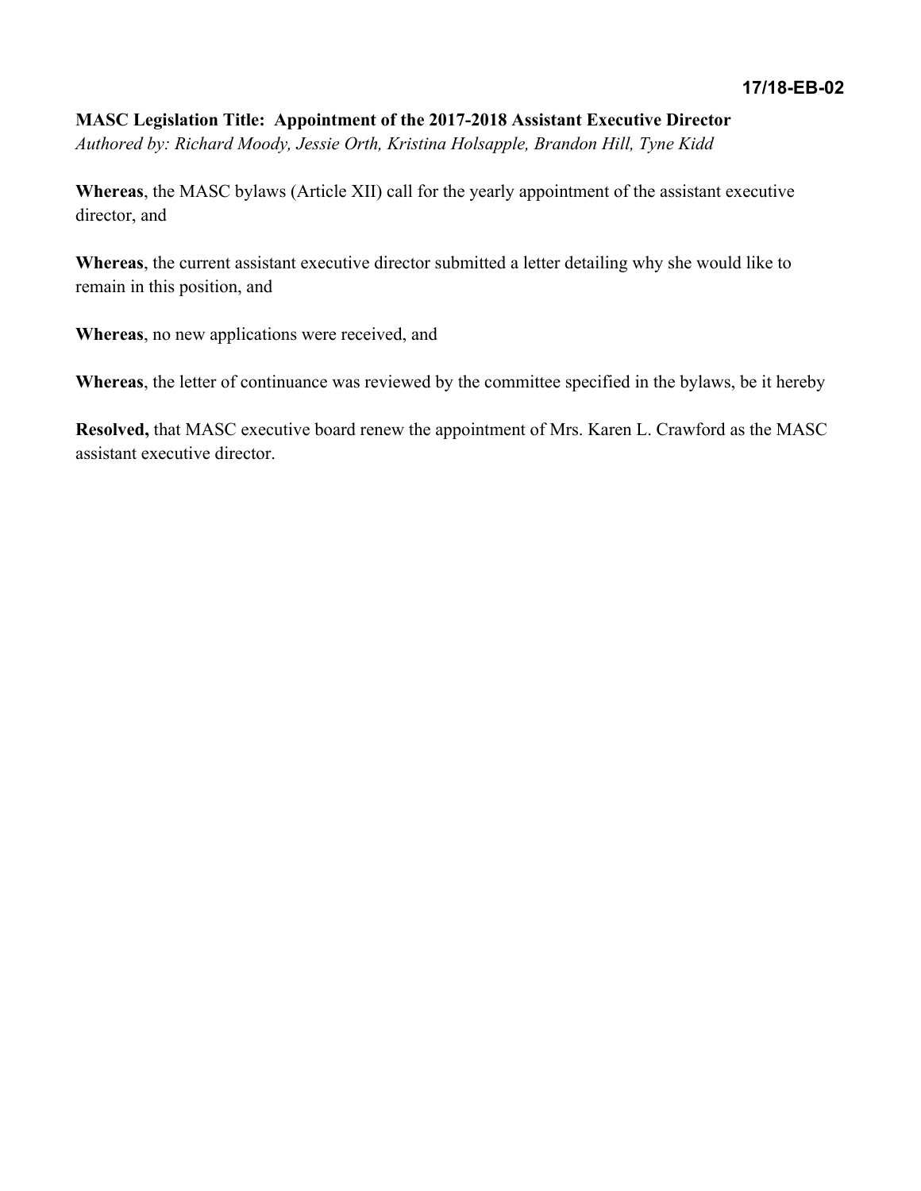**17/18-EB-02**

**MASC Legislation Title: Appointment of the 2017-2018 Assistant Executive Director**
*Authored by: Richard Moody, Jessie Orth, Kristina Holsapple, Brandon Hill, Tyne Kidd*

**Whereas**, the MASC bylaws (Article XII) call for the yearly appointment of the assistant executive director, and

**Whereas**, the current assistant executive director submitted a letter detailing why she would like to remain in this position, and

**Whereas**, no new applications were received, and

**Whereas**, the letter of continuance was reviewed by the committee specified in the bylaws, be it hereby

**Resolved,** that MASC executive board renew the appointment of Mrs. Karen L. Crawford as the MASC assistant executive director.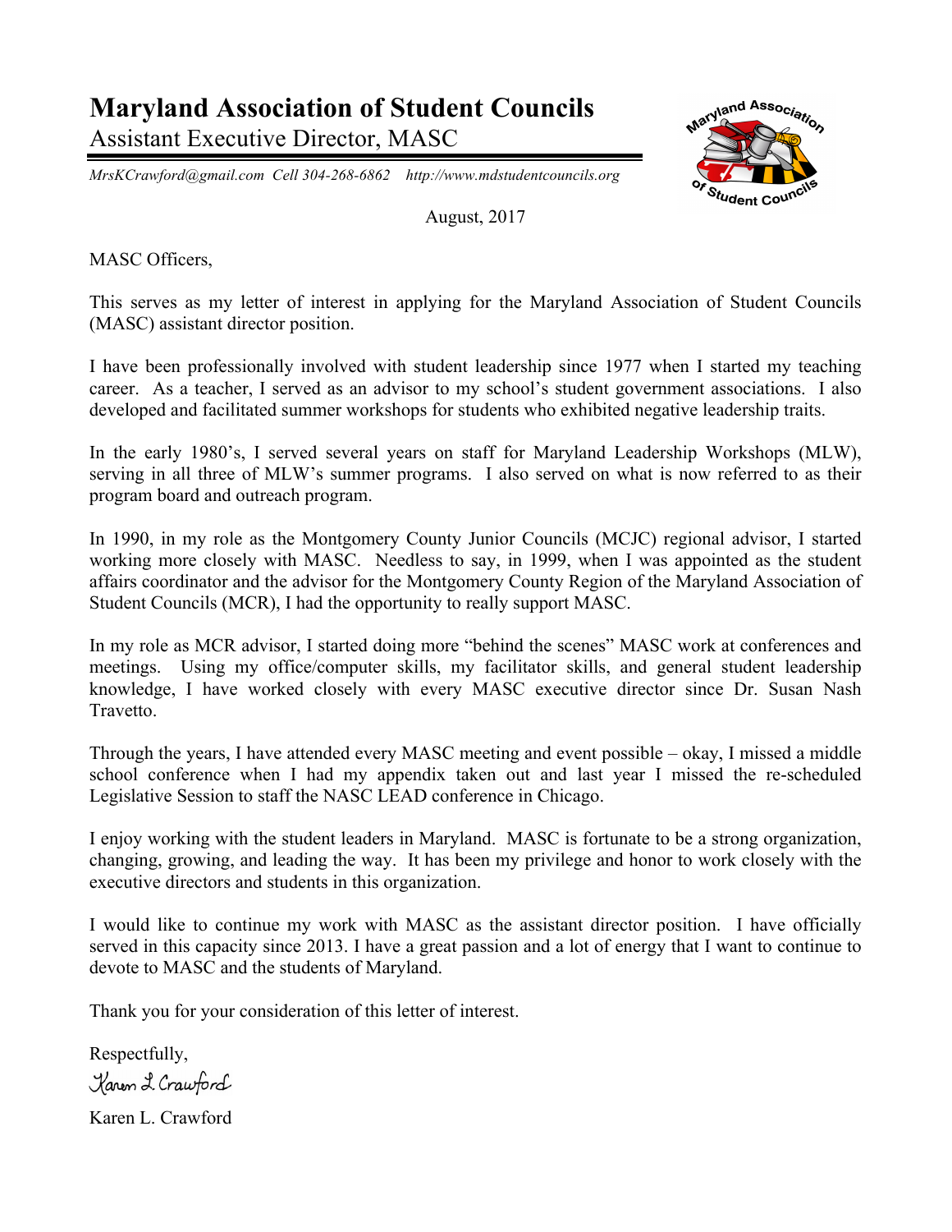# Maryland Association of Student Councils

Assistant Executive Director, MASC

*MrsKCrawford@gmail.com Cell 304-268-6862 http://www.mdstudentcouncils.org*

August, 2017

MASC Officers,

This serves as my letter of interest in applying for the Maryland Association of Student Councils (MASC) assistant director position.

I have been professionally involved with student leadership since 1977 when I started my teaching career. As a teacher, I served as an advisor to my school's student government associations. I also developed and facilitated summer workshops for students who exhibited negative leadership traits.

In the early 1980's, I served several years on staff for Maryland Leadership Workshops (MLW), serving in all three of MLW's summer programs. I also served on what is now referred to as their program board and outreach program.

In 1990, in my role as the Montgomery County Junior Councils (MCJC) regional advisor, I started working more closely with MASC. Needless to say, in 1999, when I was appointed as the student affairs coordinator and the advisor for the Montgomery County Region of the Maryland Association of Student Councils (MCR), I had the opportunity to really support MASC.

In my role as MCR advisor, I started doing more "behind the scenes" MASC work at conferences and meetings. Using my office/computer skills, my facilitator skills, and general student leadership knowledge, I have worked closely with every MASC executive director since Dr. Susan Nash Travetto.

Through the years, I have attended every MASC meeting and event possible – okay, I missed a middle school conference when I had my appendix taken out and last year I missed the re-scheduled Legislative Session to staff the NASC LEAD conference in Chicago.

I enjoy working with the student leaders in Maryland. MASC is fortunate to be a strong organization, changing, growing, and leading the way. It has been my privilege and honor to work closely with the executive directors and students in this organization.

I would like to continue my work with MASC as the assistant director position. I have officially served in this capacity since 2013. I have a great passion and a lot of energy that I want to continue to devote to MASC and the students of Maryland.

Thank you for your consideration of this letter of interest.

Respectfully,

*Karen L. Crawford*

Karen L. Crawford